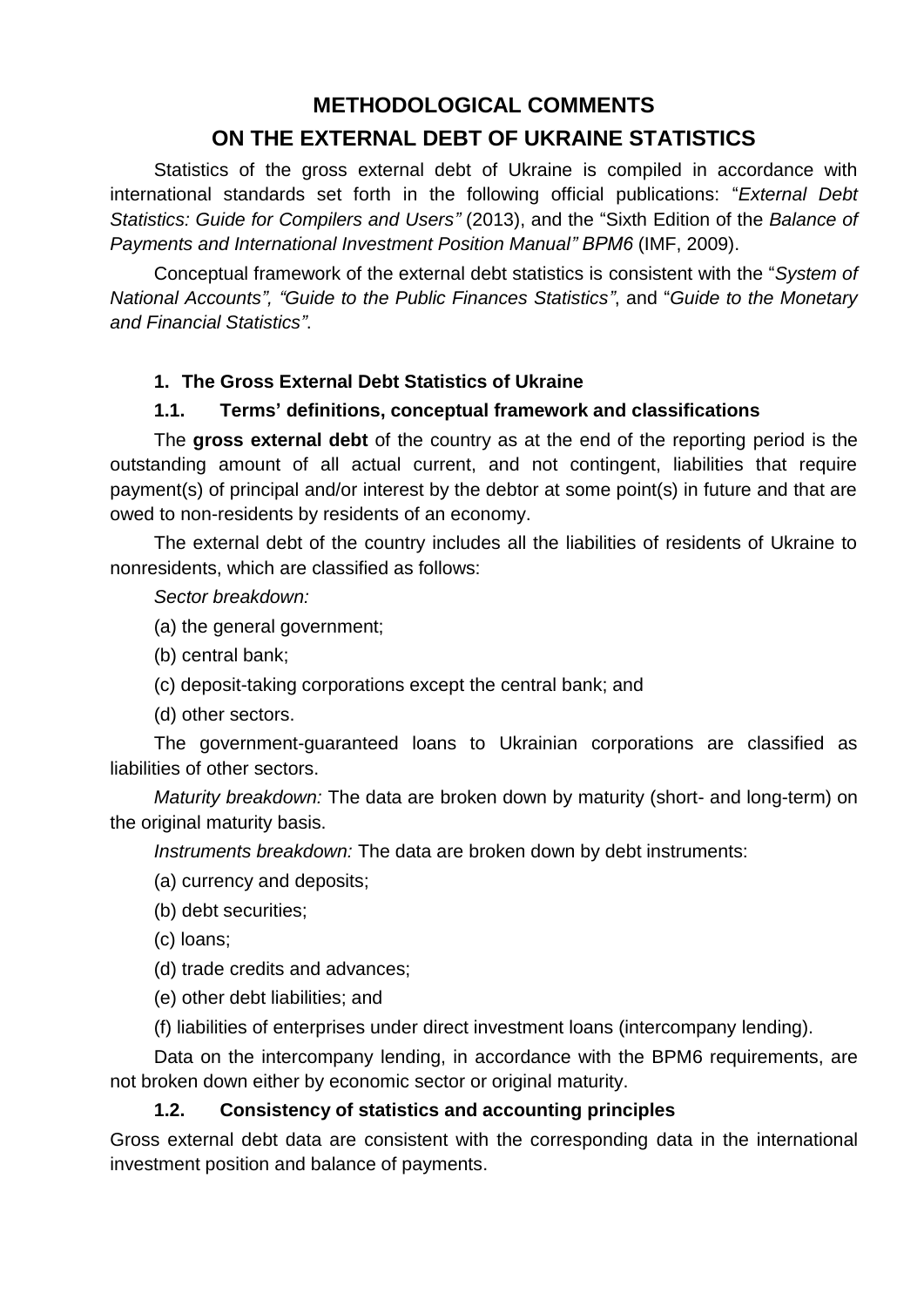# METHODOLOGICAL COMMENTS
# ON THE EXTERNAL DEBT OF UKRAINE STATISTICS

Statistics of the gross external debt of Ukraine is compiled in accordance with international standards set forth in the following official publications: "*External Debt Statistics: Guide for Compilers and Users"* (2013), and the "Sixth Edition of the *Balance of Payments and International Investment Position Manual" BPM6* (IMF, 2009).

Conceptual framework of the external debt statistics is consistent with the "*System of National Accounts", "Guide to the Public Finances Statistics"*, and "*Guide to the Monetary and Financial Statistics"*.

## 1. The Gross External Debt Statistics of Ukraine

### 1.1. Terms' definitions, conceptual framework and classifications

The **gross external debt** of the country as at the end of the reporting period is the outstanding amount of all actual current, and not contingent, liabilities that require payment(s) of principal and/or interest by the debtor at some point(s) in future and that are owed to non-residents by residents of an economy.

The external debt of the country includes all the liabilities of residents of Ukraine to nonresidents, which are classified as follows:

*Sector breakdown:*

(a) the general government;

(b) central bank;

(c) deposit-taking corporations except the central bank; and

(d) other sectors.

The government-guaranteed loans to Ukrainian corporations are classified as liabilities of other sectors.

*Maturity breakdown:* The data are broken down by maturity (short- and long-term) on the original maturity basis.

*Instruments breakdown:* The data are broken down by debt instruments:

(a) currency and deposits;

(b) debt securities;

(c) loans;

(d) trade credits and advances;

(e) other debt liabilities; and

(f) liabilities of enterprises under direct investment loans (intercompany lending).

Data on the intercompany lending, in accordance with the BPM6 requirements, are not broken down either by economic sector or original maturity.

### 1.2. Consistency of statistics and accounting principles

Gross external debt data are consistent with the corresponding data in the international investment position and balance of payments.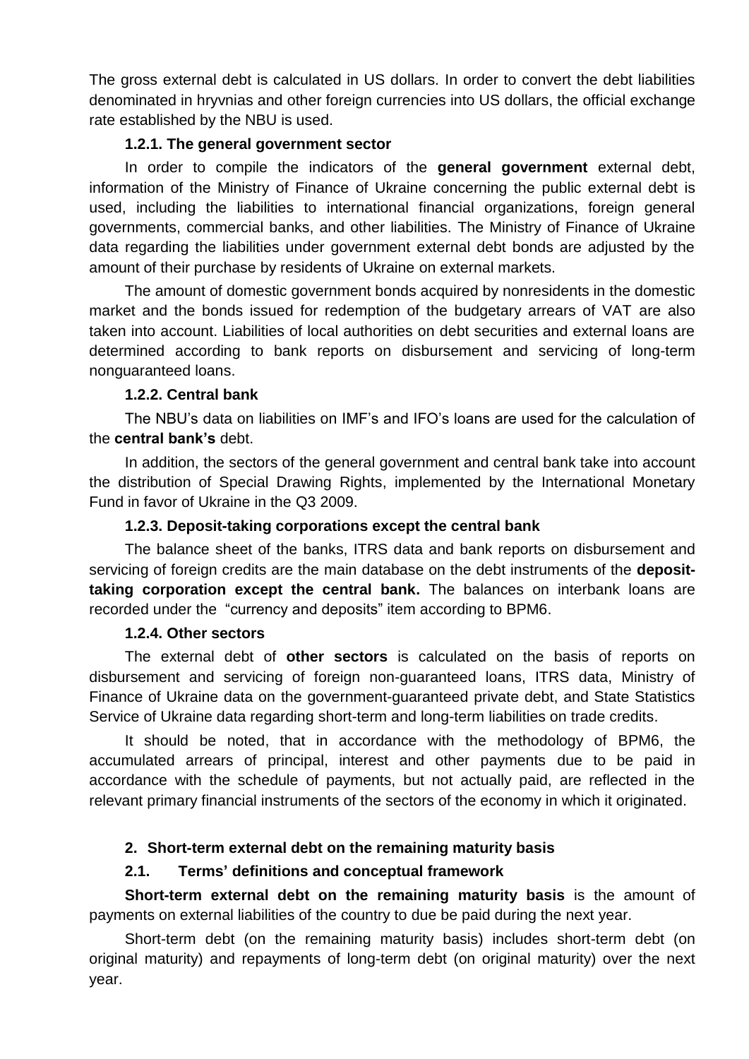The gross external debt is calculated in US dollars. In order to convert the debt liabilities denominated in hryvnias and other foreign currencies into US dollars, the official exchange rate established by the NBU is used.

#### 1.2.1. The general government sector

In order to compile the indicators of the **general government** external debt, information of the Ministry of Finance of Ukraine concerning the public external debt is used, including the liabilities to international financial organizations, foreign general governments, commercial banks, and other liabilities. The Ministry of Finance of Ukraine data regarding the liabilities under government external debt bonds are adjusted by the amount of their purchase by residents of Ukraine on external markets.

The amount of domestic government bonds acquired by nonresidents in the domestic market and the bonds issued for redemption of the budgetary arrears of VAT are also taken into account. Liabilities of local authorities on debt securities and external loans are determined according to bank reports on disbursement and servicing of long-term nonguaranteed loans.

#### 1.2.2. Central bank

The NBU's data on liabilities on IMF's and IFO's loans are used for the calculation of the **central bank's** debt.

In addition, the sectors of the general government and central bank take into account the distribution of Special Drawing Rights, implemented by the International Monetary Fund in favor of Ukraine in the Q3 2009.

#### 1.2.3. Deposit-taking corporations except the central bank

The balance sheet of the banks, ITRS data and bank reports on disbursement and servicing of foreign credits are the main database on the debt instruments of the **deposit-taking corporation except the central bank.** The balances on interbank loans are recorded under the "currency and deposits" item according to BPM6.

#### 1.2.4. Other sectors

The external debt of **other sectors** is calculated on the basis of reports on disbursement and servicing of foreign non-guaranteed loans, ITRS data, Ministry of Finance of Ukraine data on the government-guaranteed private debt, and State Statistics Service of Ukraine data regarding short-term and long-term liabilities on trade credits.

It should be noted, that in accordance with the methodology of BPM6, the accumulated arrears of principal, interest and other payments due to be paid in accordance with the schedule of payments, but not actually paid, are reflected in the relevant primary financial instruments of the sectors of the economy in which it originated.

## 2. Short-term external debt on the remaining maturity basis

### 2.1. Terms' definitions and conceptual framework

**Short-term external debt on the remaining maturity basis** is the amount of payments on external liabilities of the country to due be paid during the next year.

Short-term debt (on the remaining maturity basis) includes short-term debt (on original maturity) and repayments of long-term debt (on original maturity) over the next year.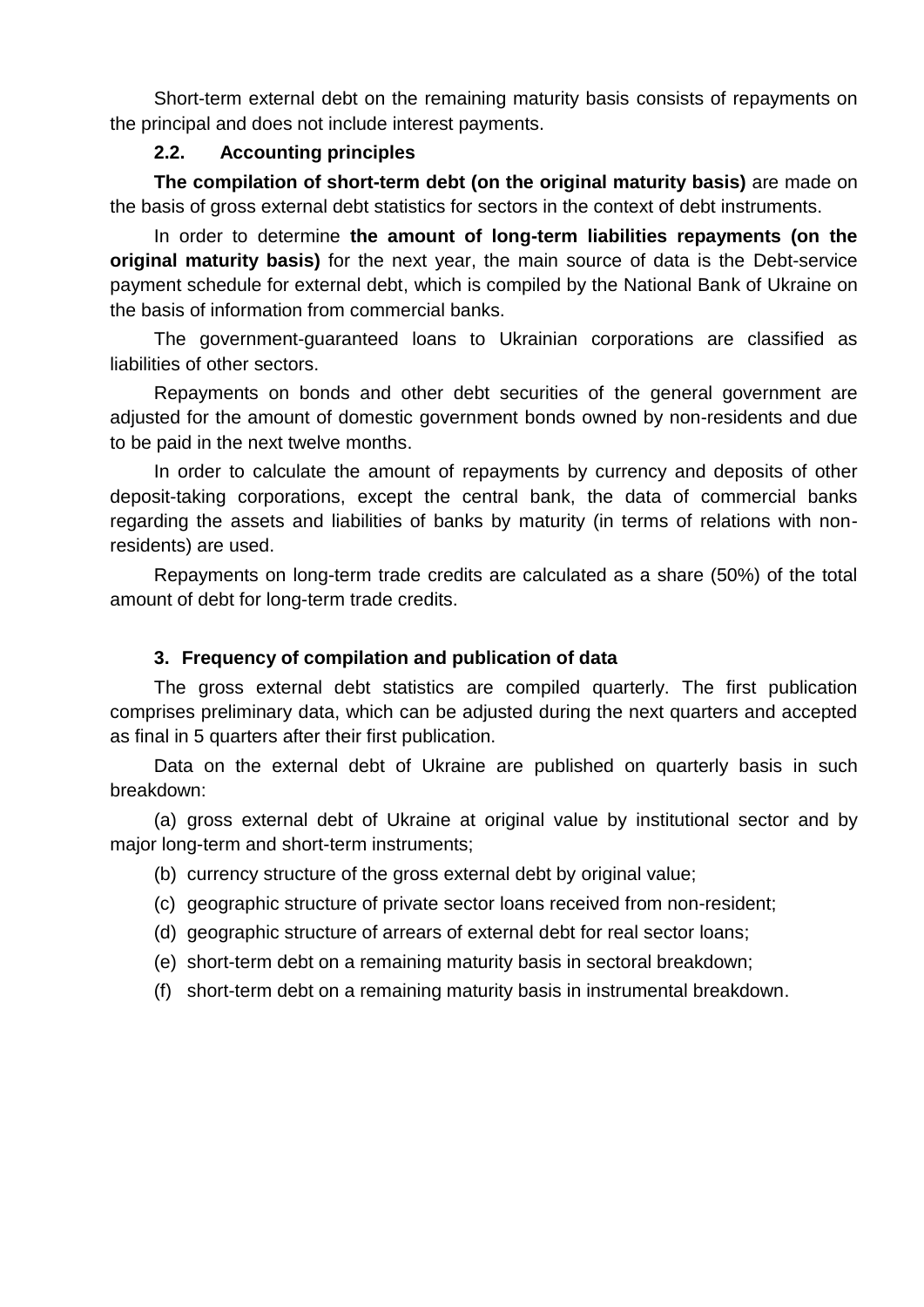Short-term external debt on the remaining maturity basis consists of repayments on the principal and does not include interest payments.

### 2.2. Accounting principles

**The compilation of short-term debt (on the original maturity basis)** are made on the basis of gross external debt statistics for sectors in the context of debt instruments.

In order to determine **the amount of long-term liabilities repayments (on the original maturity basis)** for the next year, the main source of data is the Debt-service payment schedule for external debt, which is compiled by the National Bank of Ukraine on the basis of information from commercial banks.

The government-guaranteed loans to Ukrainian corporations are classified as liabilities of other sectors.

Repayments on bonds and other debt securities of the general government are adjusted for the amount of domestic government bonds owned by non-residents and due to be paid in the next twelve months.

In order to calculate the amount of repayments by currency and deposits of other deposit-taking corporations, except the central bank, the data of commercial banks regarding the assets and liabilities of banks by maturity (in terms of relations with non-residents) are used.

Repayments on long-term trade credits are calculated as a share (50%) of the total amount of debt for long-term trade credits.

## 3. Frequency of compilation and publication of data

The gross external debt statistics are compiled quarterly. The first publication comprises preliminary data, which can be adjusted during the next quarters and accepted as final in 5 quarters after their first publication.

Data on the external debt of Ukraine are published on quarterly basis in such breakdown:

(a) gross external debt of Ukraine at original value by institutional sector and by major long-term and short-term instruments;

(b) currency structure of the gross external debt by original value;

(c) geographic structure of private sector loans received from non-resident;

(d) geographic structure of arrears of external debt for real sector loans;

(e) short-term debt on a remaining maturity basis in sectoral breakdown;

(f) short-term debt on a remaining maturity basis in instrumental breakdown.